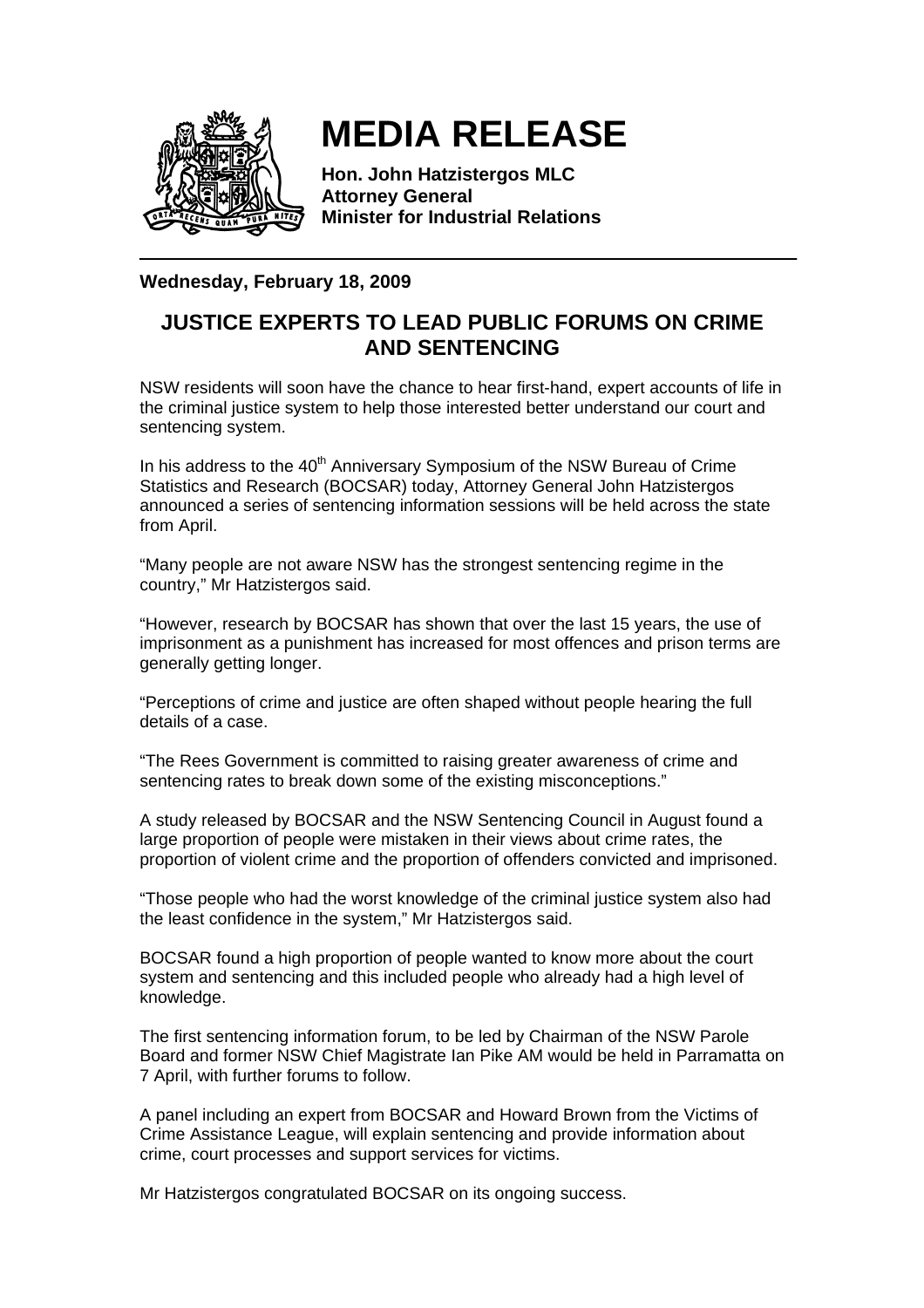# MEDIA RELEASE

**Hon. John Hatzistergos MLC**
**Attorney General**
**Minister for Industrial Relations**

---

**Wednesday, February 18, 2009**

## JUSTICE EXPERTS TO LEAD PUBLIC FORUMS ON CRIME AND SENTENCING

NSW residents will soon have the chance to hear first-hand, expert accounts of life in the criminal justice system to help those interested better understand our court and sentencing system.

In his address to the 40th Anniversary Symposium of the NSW Bureau of Crime Statistics and Research (BOCSAR) today, Attorney General John Hatzistergos announced a series of sentencing information sessions will be held across the state from April.

"Many people are not aware NSW has the strongest sentencing regime in the country," Mr Hatzistergos said.

"However, research by BOCSAR has shown that over the last 15 years, the use of imprisonment as a punishment has increased for most offences and prison terms are generally getting longer.

"Perceptions of crime and justice are often shaped without people hearing the full details of a case.

"The Rees Government is committed to raising greater awareness of crime and sentencing rates to break down some of the existing misconceptions."

A study released by BOCSAR and the NSW Sentencing Council in August found a large proportion of people were mistaken in their views about crime rates, the proportion of violent crime and the proportion of offenders convicted and imprisoned.

"Those people who had the worst knowledge of the criminal justice system also had the least confidence in the system," Mr Hatzistergos said.

BOCSAR found a high proportion of people wanted to know more about the court system and sentencing and this included people who already had a high level of knowledge.

The first sentencing information forum, to be led by Chairman of the NSW Parole Board and former NSW Chief Magistrate Ian Pike AM would be held in Parramatta on 7 April, with further forums to follow.

A panel including an expert from BOCSAR and Howard Brown from the Victims of Crime Assistance League, will explain sentencing and provide information about crime, court processes and support services for victims.

Mr Hatzistergos congratulated BOCSAR on its ongoing success.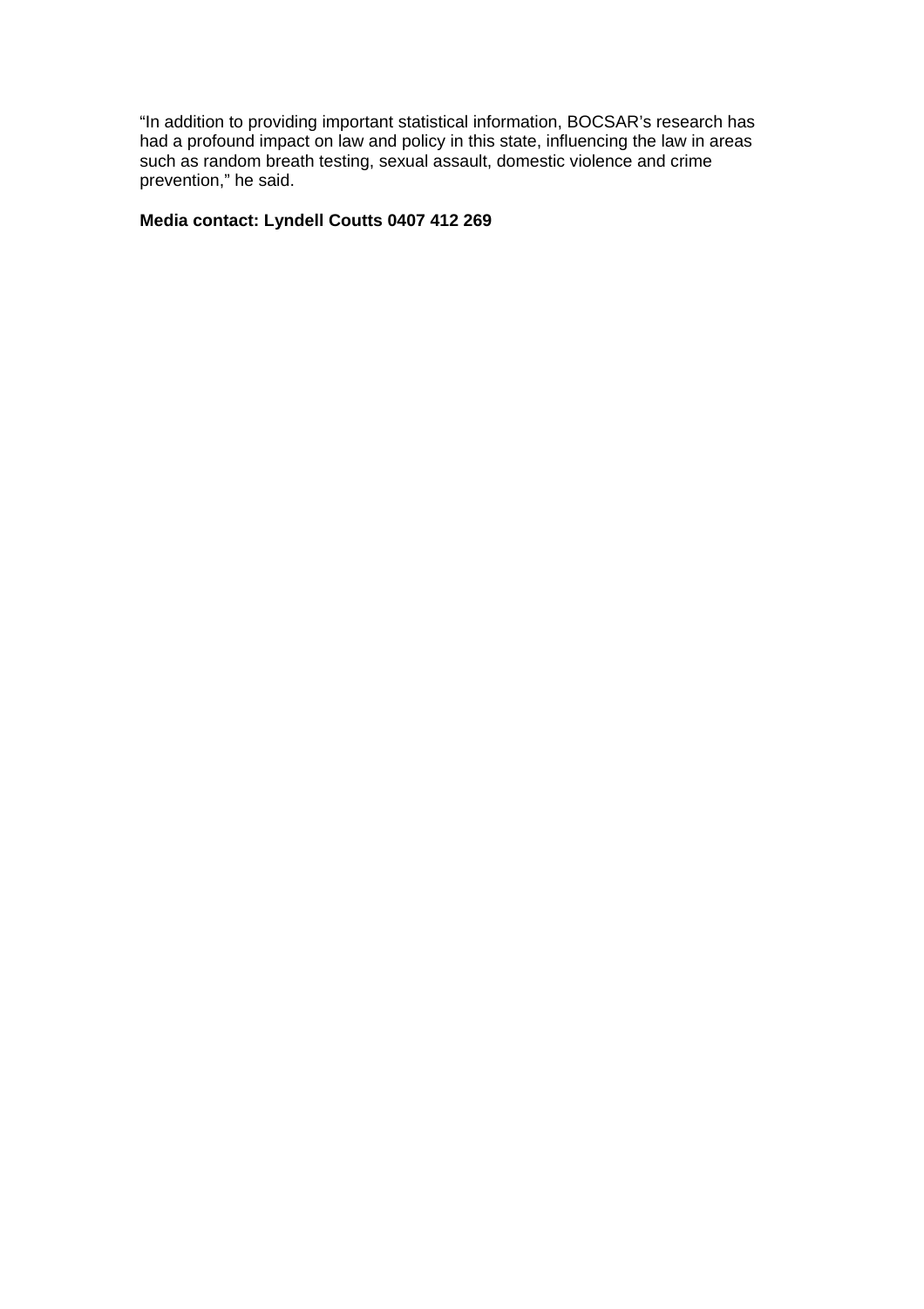"In addition to providing important statistical information, BOCSAR's research has had a profound impact on law and policy in this state, influencing the law in areas such as random breath testing, sexual assault, domestic violence and crime prevention," he said.

**Media contact: Lyndell Coutts 0407 412 269**